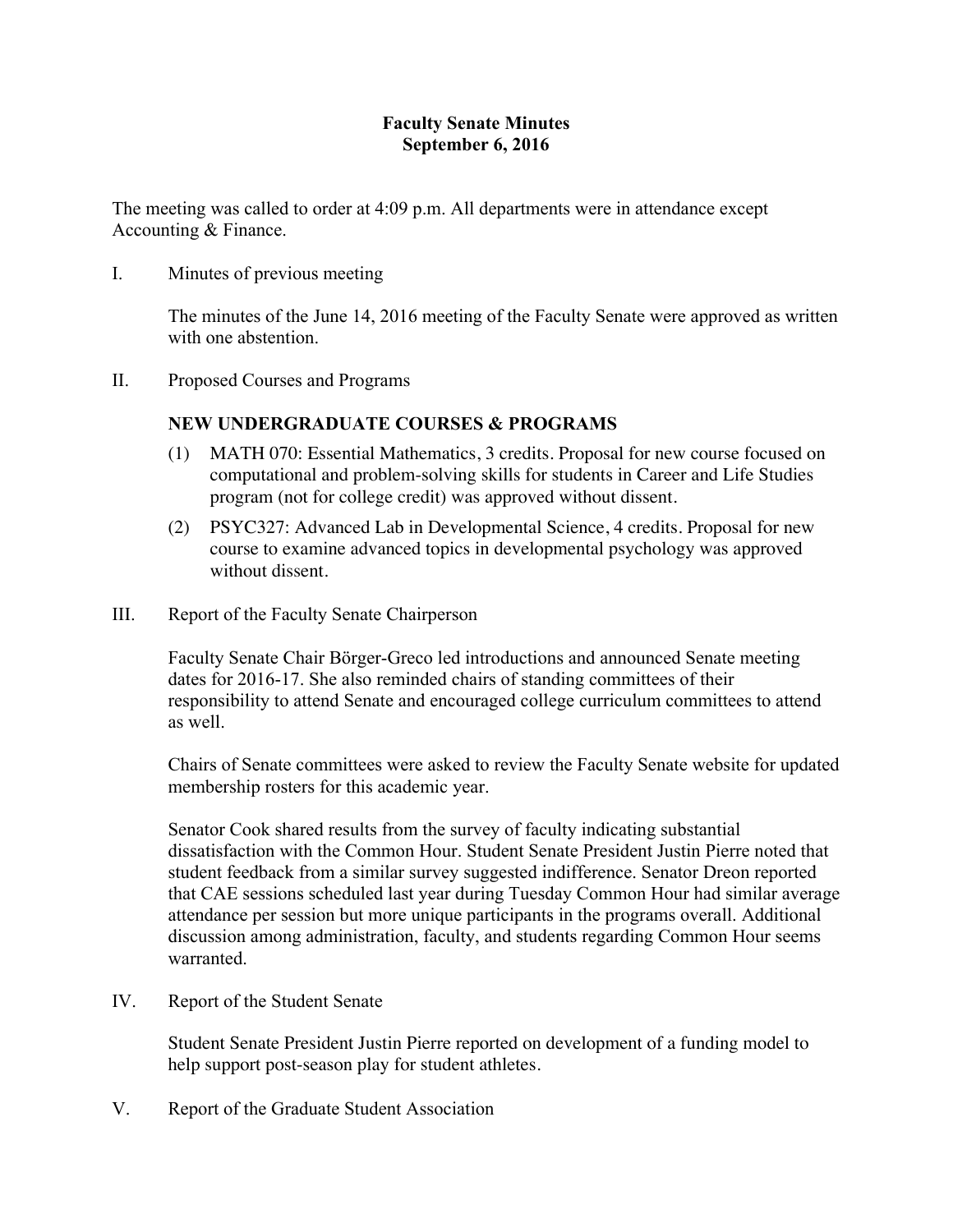# Faculty Senate Minutes
## September 6, 2016

The meeting was called to order at 4:09 p.m. All departments were in attendance except Accounting & Finance.

I. Minutes of previous meeting

The minutes of the June 14, 2016 meeting of the Faculty Senate were approved as written with one abstention.

II. Proposed Courses and Programs

**NEW UNDERGRADUATE COURSES & PROGRAMS**

(1) MATH 070: Essential Mathematics, 3 credits. Proposal for new course focused on computational and problem-solving skills for students in Career and Life Studies program (not for college credit) was approved without dissent.

(2) PSYC327: Advanced Lab in Developmental Science, 4 credits. Proposal for new course to examine advanced topics in developmental psychology was approved without dissent.

III. Report of the Faculty Senate Chairperson

Faculty Senate Chair Börger-Greco led introductions and announced Senate meeting dates for 2016-17. She also reminded chairs of standing committees of their responsibility to attend Senate and encouraged college curriculum committees to attend as well.

Chairs of Senate committees were asked to review the Faculty Senate website for updated membership rosters for this academic year.

Senator Cook shared results from the survey of faculty indicating substantial dissatisfaction with the Common Hour. Student Senate President Justin Pierre noted that student feedback from a similar survey suggested indifference. Senator Dreon reported that CAE sessions scheduled last year during Tuesday Common Hour had similar average attendance per session but more unique participants in the programs overall. Additional discussion among administration, faculty, and students regarding Common Hour seems warranted.

IV. Report of the Student Senate

Student Senate President Justin Pierre reported on development of a funding model to help support post-season play for student athletes.

V. Report of the Graduate Student Association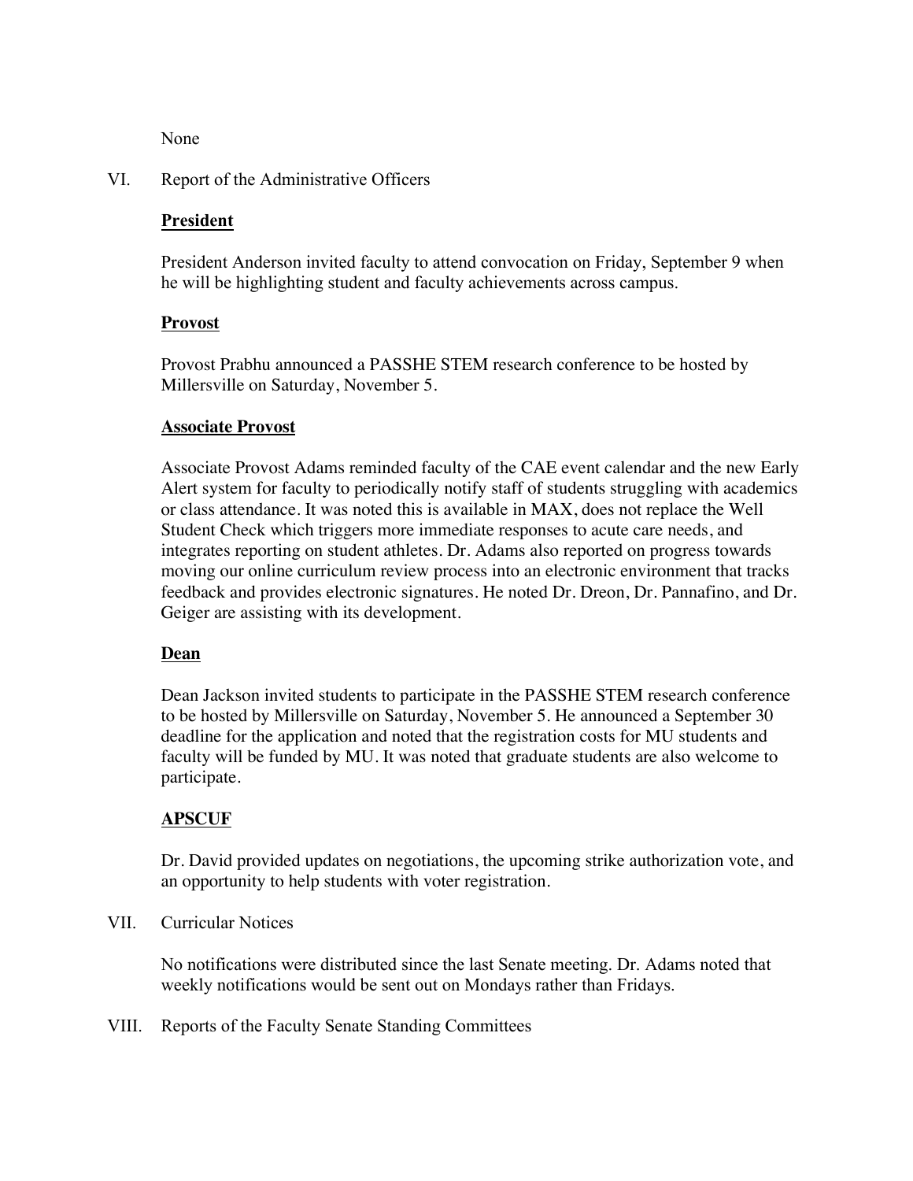None

VI. Report of the Administrative Officers

**President**

President Anderson invited faculty to attend convocation on Friday, September 9 when he will be highlighting student and faculty achievements across campus.

**Provost**

Provost Prabhu announced a PASSHE STEM research conference to be hosted by Millersville on Saturday, November 5.

**Associate Provost**

Associate Provost Adams reminded faculty of the CAE event calendar and the new Early Alert system for faculty to periodically notify staff of students struggling with academics or class attendance. It was noted this is available in MAX, does not replace the Well Student Check which triggers more immediate responses to acute care needs, and integrates reporting on student athletes. Dr. Adams also reported on progress towards moving our online curriculum review process into an electronic environment that tracks feedback and provides electronic signatures. He noted Dr. Dreon, Dr. Pannafino, and Dr. Geiger are assisting with its development.

**Dean**

Dean Jackson invited students to participate in the PASSHE STEM research conference to be hosted by Millersville on Saturday, November 5. He announced a September 30 deadline for the application and noted that the registration costs for MU students and faculty will be funded by MU. It was noted that graduate students are also welcome to participate.

**APSCUF**

Dr. David provided updates on negotiations, the upcoming strike authorization vote, and an opportunity to help students with voter registration.

VII. Curricular Notices

No notifications were distributed since the last Senate meeting. Dr. Adams noted that weekly notifications would be sent out on Mondays rather than Fridays.

VIII. Reports of the Faculty Senate Standing Committees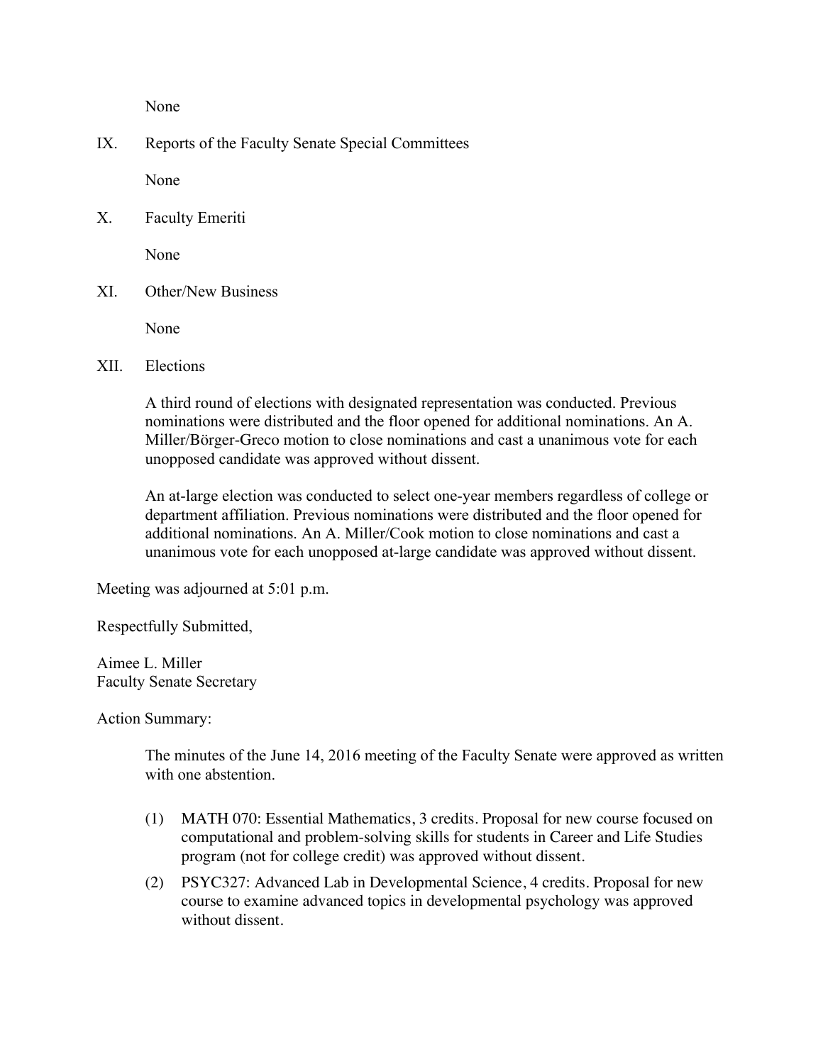None

IX. Reports of the Faculty Senate Special Committees

None

X. Faculty Emeriti

None

XI. Other/New Business

None

XII. Elections

A third round of elections with designated representation was conducted. Previous nominations were distributed and the floor opened for additional nominations. An A. Miller/Börger-Greco motion to close nominations and cast a unanimous vote for each unopposed candidate was approved without dissent.

An at-large election was conducted to select one-year members regardless of college or department affiliation. Previous nominations were distributed and the floor opened for additional nominations. An A. Miller/Cook motion to close nominations and cast a unanimous vote for each unopposed at-large candidate was approved without dissent.

Meeting was adjourned at 5:01 p.m.

Respectfully Submitted,

Aimee L. Miller
Faculty Senate Secretary

Action Summary:

The minutes of the June 14, 2016 meeting of the Faculty Senate were approved as written with one abstention.

(1) MATH 070: Essential Mathematics, 3 credits. Proposal for new course focused on computational and problem-solving skills for students in Career and Life Studies program (not for college credit) was approved without dissent.

(2) PSYC327: Advanced Lab in Developmental Science, 4 credits. Proposal for new course to examine advanced topics in developmental psychology was approved without dissent.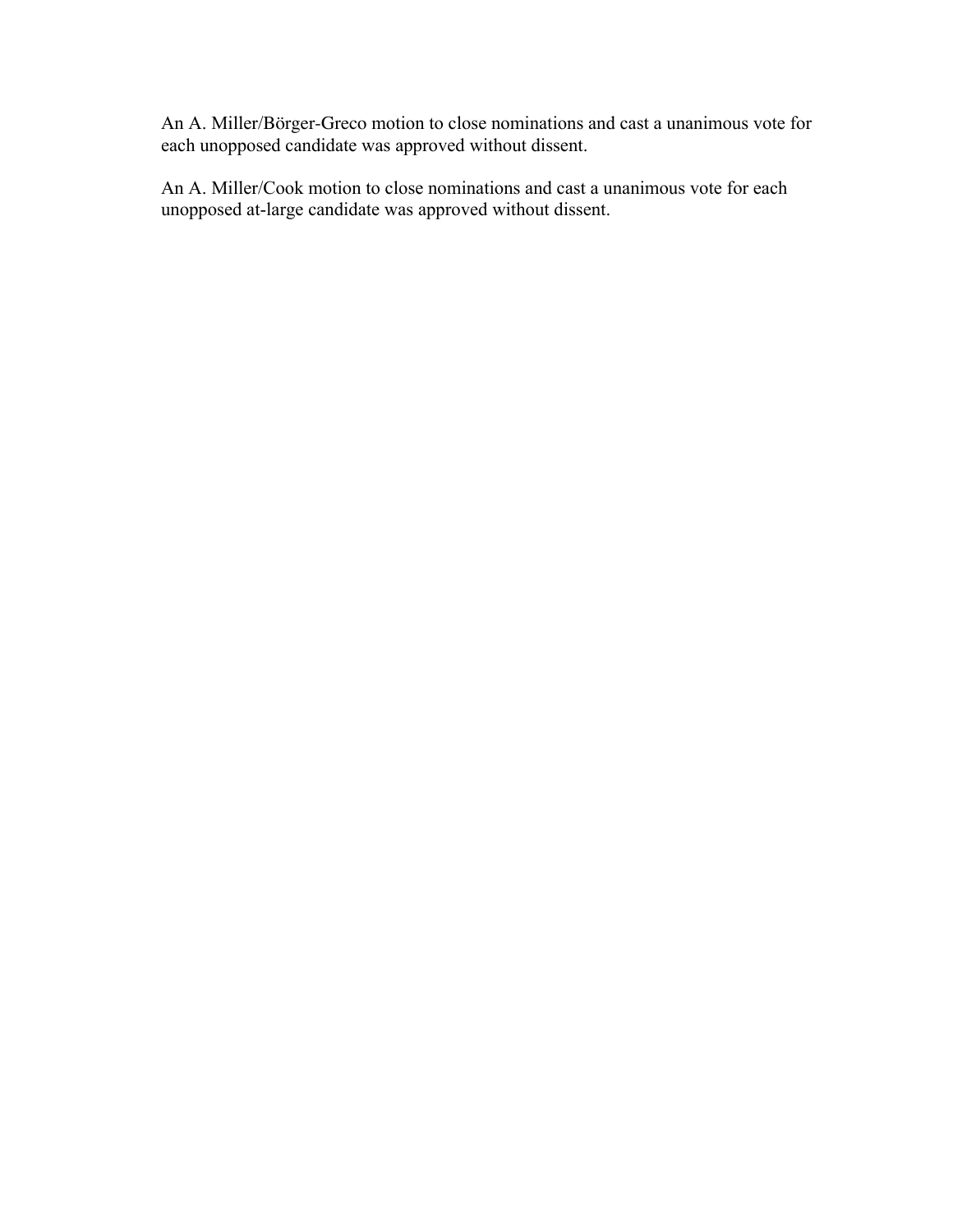An A. Miller/Börger-Greco motion to close nominations and cast a unanimous vote for each unopposed candidate was approved without dissent.

An A. Miller/Cook motion to close nominations and cast a unanimous vote for each unopposed at-large candidate was approved without dissent.